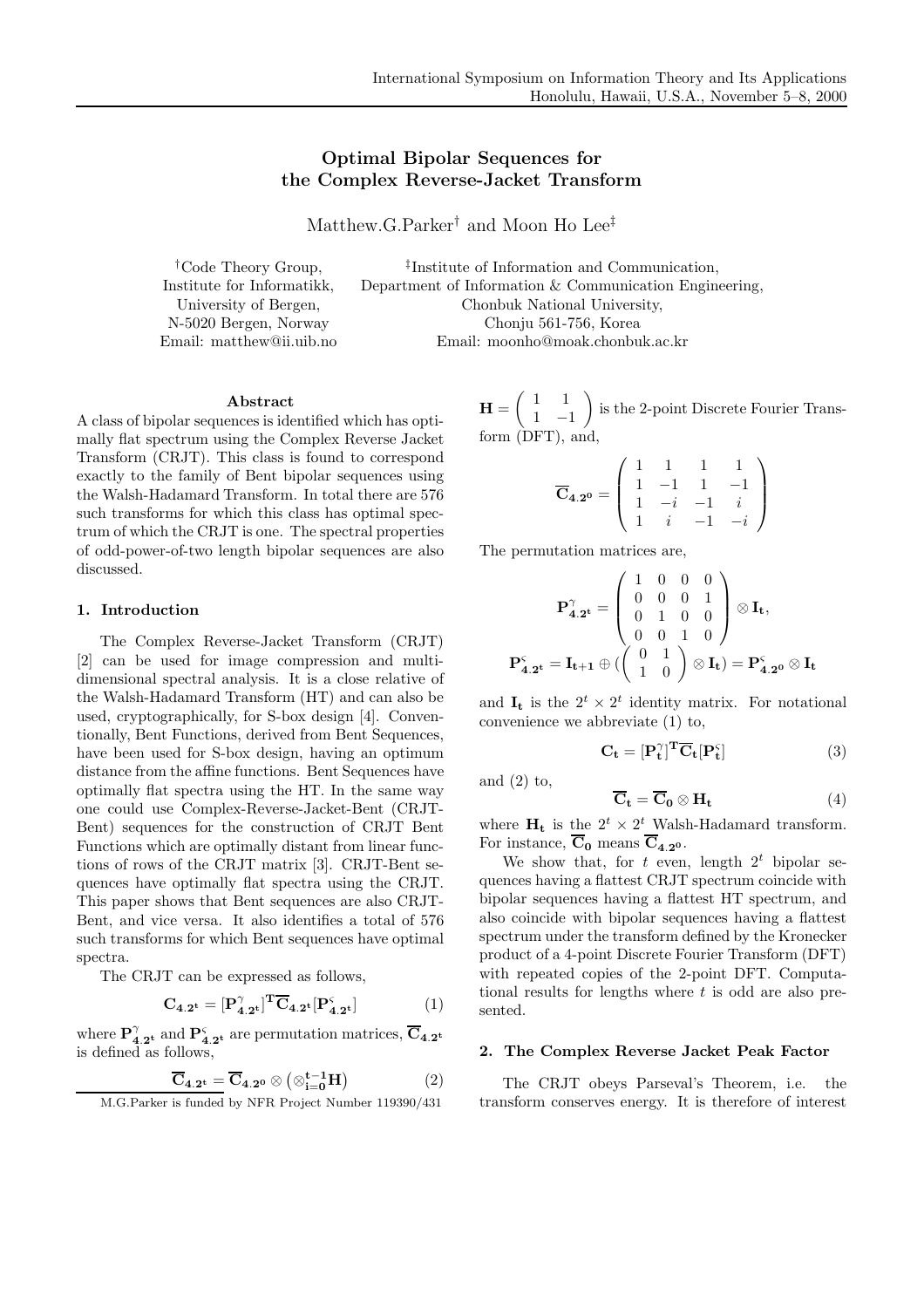# Optimal Bipolar Sequences for the Complex Reverse-Jacket Transform

Matthew.G.Parker[†] and Moon Ho Lee[‡]

[†]Code Theory Group,
Institute for Informatikk,
University of Bergen,
N-5020 Bergen, Norway
Email: matthew@ii.uib.no

[‡]Institute of Information and Communication,
Department of Information & Communication Engineering,
Chonbuk National University,
Chonju 561-756, Korea
Email: moonho@moak.chonbuk.ac.kr

### Abstract

A class of bipolar sequences is identified which has optimally flat spectrum using the Complex Reverse Jacket Transform (CRJT). This class is found to correspond exactly to the family of Bent bipolar sequences using the Walsh-Hadamard Transform. In total there are 576 such transforms for which this class has optimal spectrum of which the CRJT is one. The spectral properties of odd-power-of-two length bipolar sequences are also discussed.

## 1. Introduction

The Complex Reverse-Jacket Transform (CRJT) [2] can be used for image compression and multi-dimensional spectral analysis. It is a close relative of the Walsh-Hadamard Transform (HT) and can also be used, cryptographically, for S-box design [4]. Conventionally, Bent Functions, derived from Bent Sequences, have been used for S-box design, having an optimum distance from the affine functions. Bent Sequences have optimally flat spectra using the HT. In the same way one could use Complex-Reverse-Jacket-Bent (CRJT-Bent) sequences for the construction of CRJT Bent Functions which are optimally distant from linear functions of rows of the CRJT matrix [3]. CRJT-Bent sequences have optimally flat spectra using the CRJT. This paper shows that Bent sequences are also CRJT-Bent, and vice versa. It also identifies a total of 576 such transforms for which Bent sequences have optimal spectra.

The CRJT can be expressed as follows,

$$\mathbf{C_{4.2^t}} = [\mathbf{P}^{\gamma}_{\mathbf{4.2^t}}]^{\mathbf{T}} \overline{\mathbf{C}}_{\mathbf{4.2^t}} [\mathbf{P}^{\varsigma}_{\mathbf{4.2^t}}] \tag{1}$$

where $\mathbf{P}^{\gamma}_{\mathbf{4.2^t}}$ and $\mathbf{P}^{\varsigma}_{\mathbf{4.2^t}}$ are permutation matrices, $\overline{\mathbf{C}}_{\mathbf{4.2^t}}$ is defined as follows,

$$\overline{\mathbf{C}}_{\mathbf{4.2^t}} = \overline{\mathbf{C}}_{\mathbf{4.2^0}} \otimes \left(\otimes_{\mathbf{i=0}}^{\mathbf{t-1}} \mathbf{H}\right) \tag{2}$$

M.G.Parker is funded by NFR Project Number 119390/431

$\mathbf{H} = \begin{pmatrix} 1 & 1 \\ 1 & -1 \end{pmatrix}$ is the 2-point Discrete Fourier Transform (DFT), and,

$$\overline{\mathbf{C}}_{\mathbf{4.2^0}} = \begin{pmatrix} 1 & 1 & 1 & 1 \\ 1 & -1 & 1 & -1 \\ 1 & -i & -1 & i \\ 1 & i & -1 & -i \end{pmatrix}$$

The permutation matrices are,

$$\mathbf{P}^{\gamma}_{\mathbf{4.2^t}} = \begin{pmatrix} 1 & 0 & 0 & 0 \\ 0 & 0 & 0 & 1 \\ 0 & 1 & 0 & 0 \\ 0 & 0 & 1 & 0 \end{pmatrix} \otimes \mathbf{I_t},$$

$$\mathbf{P}^{\varsigma}_{\mathbf{4.2^t}} = \mathbf{I_{t+1}} \oplus \left( \begin{pmatrix} 0 & 1 \\ 1 & 0 \end{pmatrix} \otimes \mathbf{I_t} \right) = \mathbf{P}^{\varsigma}_{\mathbf{4.2^0}} \otimes \mathbf{I_t}$$

and $\mathbf{I_t}$ is the $2^t \times 2^t$ identity matrix. For notational convenience we abbreviate (1) to,

$$\mathbf{C_t} = [\mathbf{P}^{\gamma}_{\mathbf{t}}]^{\mathbf{T}} \overline{\mathbf{C}}_{\mathbf{t}} [\mathbf{P}^{\varsigma}_{\mathbf{t}}] \tag{3}$$

and (2) to,

$$\overline{\mathbf{C}}_{\mathbf{t}} = \overline{\mathbf{C}}_{\mathbf{0}} \otimes \mathbf{H_t} \tag{4}$$

where $\mathbf{H_t}$ is the $2^t \times 2^t$ Walsh-Hadamard transform. For instance, $\overline{\mathbf{C}}_{\mathbf{0}}$ means $\overline{\mathbf{C}}_{\mathbf{4.2^0}}$.

We show that, for $t$ even, length $2^t$ bipolar sequences having a flattest CRJT spectrum coincide with bipolar sequences having a flattest HT spectrum, and also coincide with bipolar sequences having a flattest spectrum under the transform defined by the Kronecker product of a 4-point Discrete Fourier Transform (DFT) with repeated copies of the 2-point DFT. Computational results for lengths where $t$ is odd are also presented.

## 2. The Complex Reverse Jacket Peak Factor

The CRJT obeys Parseval's Theorem, i.e. the transform conserves energy. It is therefore of interest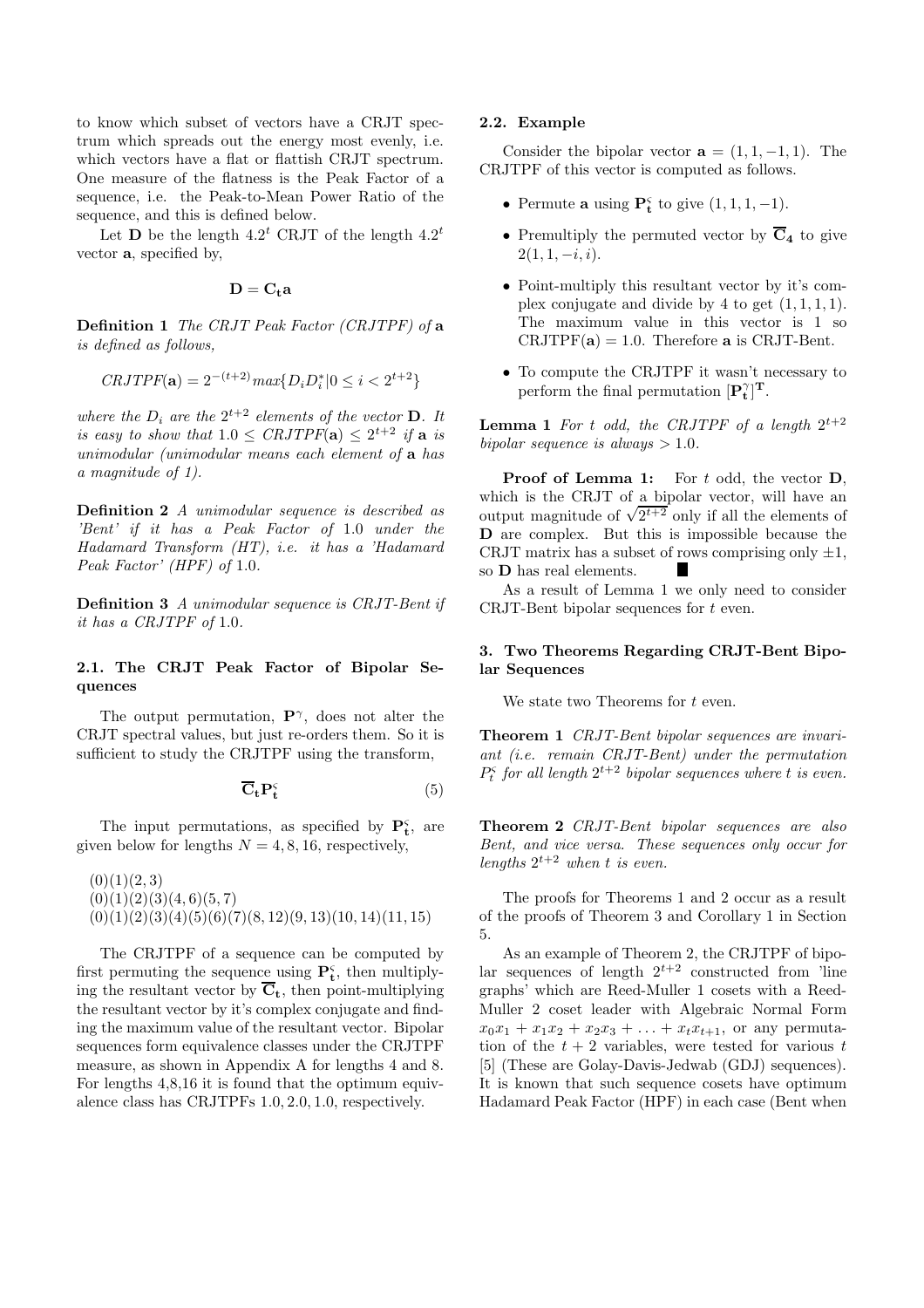to know which subset of vectors have a CRJT spectrum which spreads out the energy most evenly, i.e. which vectors have a flat or flattish CRJT spectrum. One measure of the flatness is the Peak Factor of a sequence, i.e. the Peak-to-Mean Power Ratio of the sequence, and this is defined below.

Let $\mathbf{D}$ be the length $4.2^t$ CRJT of the length $4.2^t$ vector $\mathbf{a}$, specified by,

$$\mathbf{D} = \mathbf{C_t a}$$

**Definition 1** *The CRJT Peak Factor (CRJTPF) of* $\mathbf{a}$ *is defined as follows,*

$$CRJTPF(\mathbf{a}) = 2^{-(t+2)} max\{D_i D_i^* | 0 \leq i < 2^{t+2}\}$$

*where the* $D_i$ *are the* $2^{t+2}$ *elements of the vector* $\mathbf{D}$*. It is easy to show that* $1.0 \leq CRJTPF(\mathbf{a}) \leq 2^{t+2}$ *if* $\mathbf{a}$ *is unimodular (unimodular means each element of* $\mathbf{a}$ *has a magnitude of 1).*

**Definition 2** *A unimodular sequence is described as 'Bent' if it has a Peak Factor of* $1.0$ *under the Hadamard Transform (HT), i.e. it has a 'Hadamard Peak Factor' (HPF) of* $1.0$.

**Definition 3** *A unimodular sequence is CRJT-Bent if it has a CRJTPF of* $1.0$.

### 2.1. The CRJT Peak Factor of Bipolar Sequences

The output permutation, $\mathbf{P}^\gamma$, does not alter the CRJT spectral values, but just re-orders them. So it is sufficient to study the CRJTPF using the transform,

$$\overline{\mathbf{C}}_\mathbf{t} \mathbf{P}_\mathbf{t}^\varsigma \tag{5}$$

The input permutations, as specified by $\mathbf{P}_\mathbf{t}^\varsigma$, are given below for lengths $N = 4, 8, 16$, respectively,

$(0)(1)(2,3)$
$(0)(1)(2)(3)(4,6)(5,7)$
$(0)(1)(2)(3)(4)(5)(6)(7)(8,12)(9,13)(10,14)(11,15)$

The CRJTPF of a sequence can be computed by first permuting the sequence using $\mathbf{P}_\mathbf{t}^\varsigma$, then multiplying the resultant vector by $\overline{\mathbf{C}}_\mathbf{t}$, then point-multiplying the resultant vector by it's complex conjugate and finding the maximum value of the resultant vector. Bipolar sequences form equivalence classes under the CRJTPF measure, as shown in Appendix A for lengths 4 and 8. For lengths 4,8,16 it is found that the optimum equivalence class has CRJTPFs 1.0, 2.0, 1.0, respectively.

### 2.2. Example

Consider the bipolar vector $\mathbf{a} = (1, 1, -1, 1)$. The CRJTPF of this vector is computed as follows.

- Permute $\mathbf{a}$ using $\mathbf{P}_\mathbf{t}^\varsigma$ to give $(1, 1, 1, -1)$.
- Premultiply the permuted vector by $\overline{\mathbf{C}}_\mathbf{4}$ to give $2(1, 1, -i, i)$.
- Point-multiply this resultant vector by it's complex conjugate and divide by 4 to get $(1, 1, 1, 1)$. The maximum value in this vector is 1 so $\text{CRJTPF}(\mathbf{a}) = 1.0$. Therefore $\mathbf{a}$ is CRJT-Bent.
- To compute the CRJTPF it wasn't necessary to perform the final permutation $[\mathbf{P}_\mathbf{t}^\gamma]^\mathbf{T}$.

**Lemma 1** *For* $t$ *odd, the CRJTPF of a length* $2^{t+2}$ *bipolar sequence is always* $> 1.0$.

**Proof of Lemma 1:** For $t$ odd, the vector $\mathbf{D}$, which is the CRJT of a bipolar vector, will have an output magnitude of $\sqrt{2^{t+2}}$ only if all the elements of $\mathbf{D}$ are complex. But this is impossible because the CRJT matrix has a subset of rows comprising only $\pm 1$, so $\mathbf{D}$ has real elements. ∎

As a result of Lemma 1 we only need to consider CRJT-Bent bipolar sequences for $t$ even.

## 3. Two Theorems Regarding CRJT-Bent Bipolar Sequences

We state two Theorems for $t$ even.

**Theorem 1** *CRJT-Bent bipolar sequences are invariant (i.e. remain CRJT-Bent) under the permutation* $P_t^\varsigma$ *for all length* $2^{t+2}$ *bipolar sequences where* $t$ *is even.*

**Theorem 2** *CRJT-Bent bipolar sequences are also Bent, and vice versa. These sequences only occur for lengths* $2^{t+2}$ *when* $t$ *is even.*

The proofs for Theorems 1 and 2 occur as a result of the proofs of Theorem 3 and Corollary 1 in Section 5.

As an example of Theorem 2, the CRJTPF of bipolar sequences of length $2^{t+2}$ constructed from 'line graphs' which are Reed-Muller 1 cosets with a Reed-Muller 2 coset leader with Algebraic Normal Form $x_0x_1 + x_1x_2 + x_2x_3 + \ldots + x_tx_{t+1}$, or any permutation of the $t + 2$ variables, were tested for various $t$ [5] (These are Golay-Davis-Jedwab (GDJ) sequences). It is known that such sequence cosets have optimum Hadamard Peak Factor (HPF) in each case (Bent when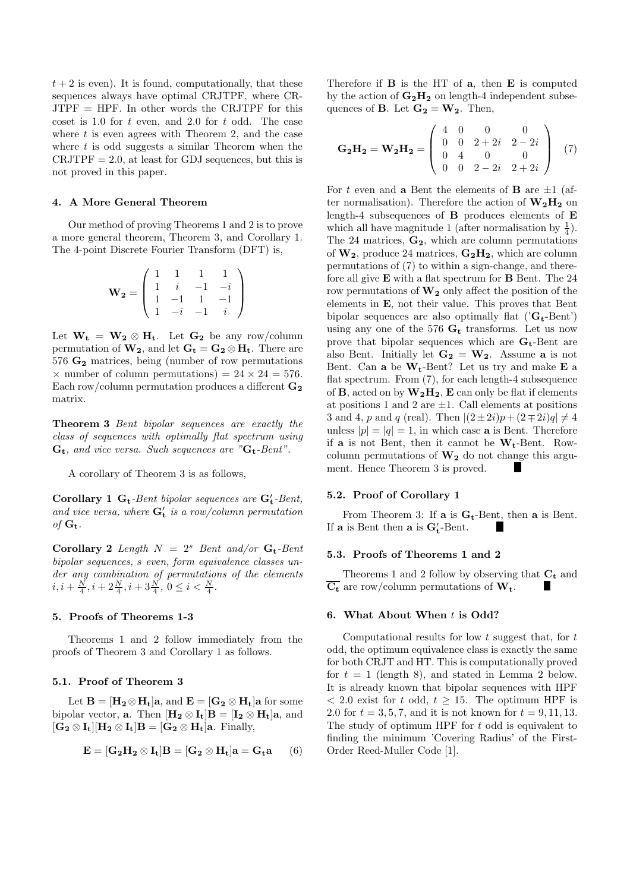$t+2$ is even). It is found, computationally, that these sequences always have optimal CRJTPF, where CR-JTPF = HPF. In other words the CRJTPF for this coset is 1.0 for $t$ even, and 2.0 for $t$ odd. The case where $t$ is even agrees with Theorem 2, and the case where $t$ is odd suggests a similar Theorem when the CRJTPF = 2.0, at least for GDJ sequences, but this is not proved in this paper.

## 4. A More General Theorem

Our method of proving Theorems 1 and 2 is to prove a more general theorem, Theorem 3, and Corollary 1. The 4-point Discrete Fourier Transform (DFT) is,

$$\mathbf{W_2} = \begin{pmatrix} 1 & 1 & 1 & 1 \\ 1 & i & -1 & -i \\ 1 & -1 & 1 & -1 \\ 1 & -i & -1 & i \end{pmatrix}$$

Let $\mathbf{W_t} = \mathbf{W_2} \otimes \mathbf{H_t}$. Let $\mathbf{G_2}$ be any row/column permutation of $\mathbf{W_2}$, and let $\mathbf{G_t} = \mathbf{G_2} \otimes \mathbf{H_t}$. There are 576 $\mathbf{G_2}$ matrices, being (number of row permutations $\times$ number of column permutations) = $24 \times 24 = 576$. Each row/column permutation produces a different $\mathbf{G_2}$ matrix.

**Theorem 3** *Bent bipolar sequences are exactly the class of sequences with optimally flat spectrum using* $\mathbf{G_t}$*, and vice versa. Such sequences are "*$\mathbf{G_t}$*-Bent".*

A corollary of Theorem 3 is as follows,

**Corollary 1** $\mathbf{G_t}$*-Bent bipolar sequences are* $\mathbf{G'_t}$*-Bent, and vice versa, where* $\mathbf{G'_t}$ *is a row/column permutation of* $\mathbf{G_t}$.

**Corollary 2** *Length* $N = 2^s$ *Bent and/or* $\mathbf{G_t}$*-Bent bipolar sequences, s even, form equivalence classes under any combination of permutations of the elements* $i, i+\frac{N}{4}, i+2\frac{N}{4}, i+3\frac{N}{4}$, $0 \le i < \frac{N}{4}$.

## 5. Proofs of Theorems 1-3

Theorems 1 and 2 follow immediately from the proofs of Theorem 3 and Corollary 1 as follows.

### 5.1. Proof of Theorem 3

Let $\mathbf{B} = [\mathbf{H_2} \otimes \mathbf{H_t}]\mathbf{a}$, and $\mathbf{E} = [\mathbf{G_2} \otimes \mathbf{H_t}]\mathbf{a}$ for some bipolar vector, $\mathbf{a}$. Then $[\mathbf{H_2} \otimes \mathbf{I_t}]\mathbf{B} = [\mathbf{I_2} \otimes \mathbf{H_t}]\mathbf{a}$, and $[\mathbf{G_2} \otimes \mathbf{I_t}][\mathbf{H_2} \otimes \mathbf{I_t}]\mathbf{B} = [\mathbf{G_2} \otimes \mathbf{H_t}]\mathbf{a}$. Finally,

$$\mathbf{E} = [\mathbf{G_2H_2} \otimes \mathbf{I_t}]\mathbf{B} = [\mathbf{G_2} \otimes \mathbf{H_t}]\mathbf{a} = \mathbf{G_t a} \quad (6)$$

Therefore if $\mathbf{B}$ is the HT of $\mathbf{a}$, then $\mathbf{E}$ is computed by the action of $\mathbf{G_2H_2}$ on length-4 independent subsequences of $\mathbf{B}$. Let $\mathbf{G_2} = \mathbf{W_2}$. Then,

$$\mathbf{G_2H_2} = \mathbf{W_2H_2} = \begin{pmatrix} 4 & 0 & 0 & 0 \\ 0 & 0 & 2+2i & 2-2i \\ 0 & 4 & 0 & 0 \\ 0 & 0 & 2-2i & 2+2i \end{pmatrix} \quad (7)$$

For $t$ even and $\mathbf{a}$ Bent the elements of $\mathbf{B}$ are $\pm 1$ (after normalisation). Therefore the action of $\mathbf{W_2H_2}$ on length-4 subsequences of $\mathbf{B}$ produces elements of $\mathbf{E}$ which all have magnitude 1 (after normalisation by $\frac{1}{4}$). The 24 matrices, $\mathbf{G_2}$, which are column permutations of $\mathbf{W_2}$, produce 24 matrices, $\mathbf{G_2H_2}$, which are column permutations of (7) to within a sign-change, and therefore all give $\mathbf{E}$ with a flat spectrum for $\mathbf{B}$ Bent. The 24 row permutations of $\mathbf{W_2}$ only affect the position of the elements in $\mathbf{E}$, not their value. This proves that Bent bipolar sequences are also optimally flat ('$\mathbf{G_t}$-Bent') using any one of the 576 $\mathbf{G_t}$ transforms. Let us now prove that bipolar sequences which are $\mathbf{G_t}$-Bent are also Bent. Initially let $\mathbf{G_2} = \mathbf{W_2}$. Assume $\mathbf{a}$ is not Bent. Can $\mathbf{a}$ be $\mathbf{W_t}$-Bent? Let us try and make $\mathbf{E}$ a flat spectrum. From (7), for each length-4 subsequence of $\mathbf{B}$, acted on by $\mathbf{W_2H_2}$, $\mathbf{E}$ can only be flat if elements at positions 1 and 2 are $\pm 1$. Call elements at positions 3 and 4, $p$ and $q$ (real). Then $|(2 \pm 2i)p + (2 \mp 2i)q| \neq 4$ unless $|p| = |q| = 1$, in which case $\mathbf{a}$ is Bent. Therefore if $\mathbf{a}$ is not Bent, then it cannot be $\mathbf{W_t}$-Bent. Row-column permutations of $\mathbf{W_2}$ do not change this argument. Hence Theorem 3 is proved. ∎

### 5.2. Proof of Corollary 1

From Theorem 3: If $\mathbf{a}$ is $\mathbf{G_t}$-Bent, then $\mathbf{a}$ is Bent. If $\mathbf{a}$ is Bent then $\mathbf{a}$ is $\mathbf{G'_t}$-Bent. ∎

### 5.3. Proofs of Theorems 1 and 2

Theorems 1 and 2 follow by observing that $\mathbf{C_t}$ and $\overline{\mathbf{C_t}}$ are row/column permutations of $\mathbf{W_t}$. ∎

## 6. What About When $t$ is Odd?

Computational results for low $t$ suggest that, for $t$ odd, the optimum equivalence class is exactly the same for both CRJT and HT. This is computationally proved for $t = 1$ (length 8), and stated in Lemma 2 below. It is already known that bipolar sequences with HPF $< 2.0$ exist for $t$ odd, $t \ge 15$. The optimum HPF is 2.0 for $t = 3, 5, 7$, and it is not known for $t = 9, 11, 13$. The study of optimum HPF for $t$ odd is equivalent to finding the minimum 'Covering Radius' of the First-Order Reed-Muller Code [1].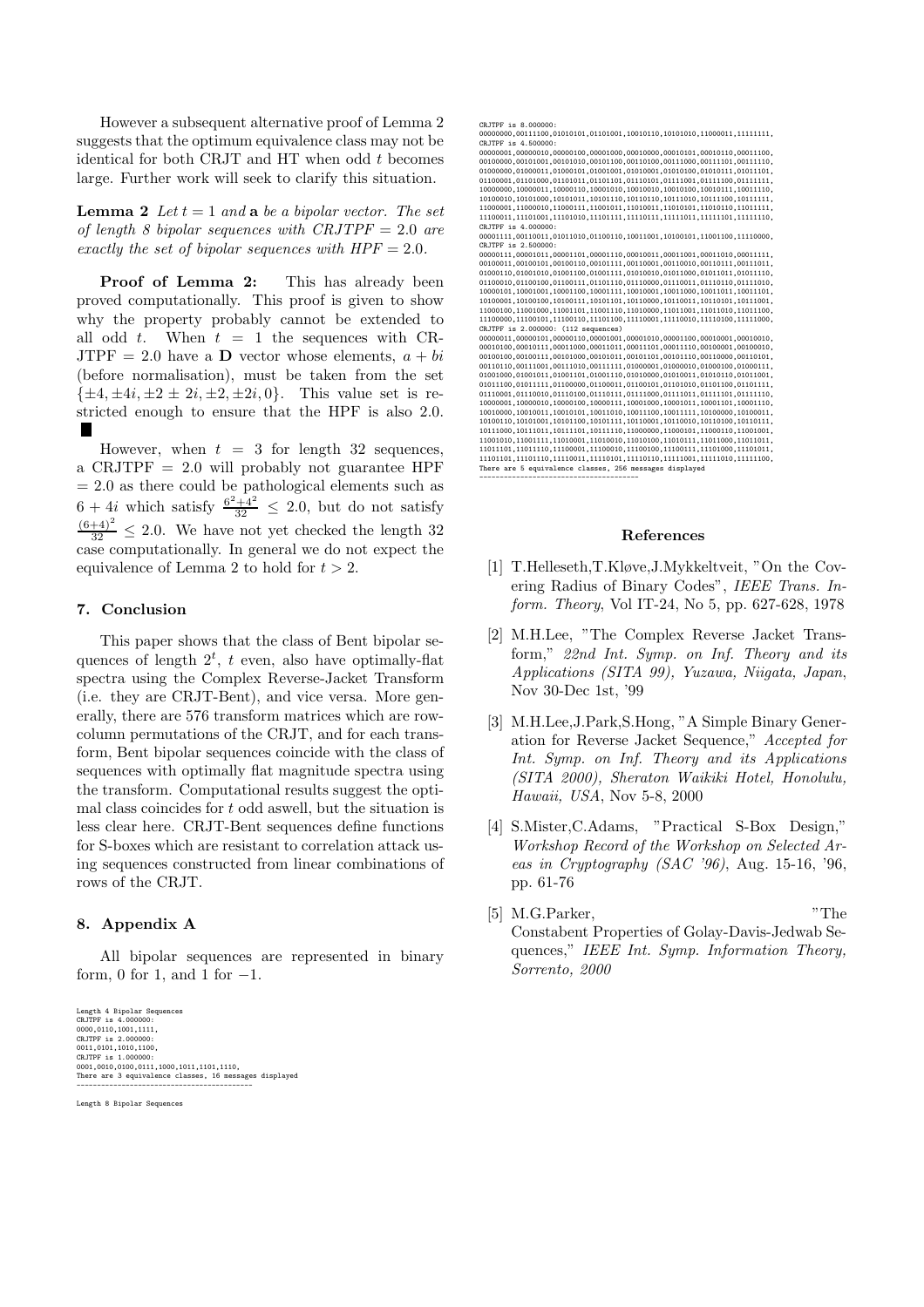However a subsequent alternative proof of Lemma 2 suggests that the optimum equivalence class may not be identical for both CRJT and HT when odd $t$ becomes large. Further work will seek to clarify this situation.

**Lemma 2** *Let $t = 1$ and* **a** *be a bipolar vector. The set of length 8 bipolar sequences with CRJTPF $= 2.0$ are exactly the set of bipolar sequences with HPF $= 2.0$.*

**Proof of Lemma 2:** This has already been proved computationally. This proof is given to show why the property probably cannot be extended to all odd $t$. When $t = 1$ the sequences with CRJTPF $= 2.0$ have a **D** vector whose elements, $a + bi$ (before normalisation), must be taken from the set $\{\pm 4, \pm 4i, \pm 2 \pm 2i, \pm 2, \pm 2i, 0\}$. This value set is restricted enough to ensure that the HPF is also 2.0. ■

However, when $t = 3$ for length 32 sequences, a CRJTPF $= 2.0$ will probably not guarantee HPF $= 2.0$ as there could be pathological elements such as $6 + 4i$ which satisfy $\frac{6^2+4^2}{32} \leq 2.0$, but do not satisfy $\frac{(6+4)^2}{32} \leq 2.0$. We have not yet checked the length 32 case computationally. In general we do not expect the equivalence of Lemma 2 to hold for $t > 2$.

## 7. Conclusion

This paper shows that the class of Bent bipolar sequences of length $2^t$, $t$ even, also have optimally-flat spectra using the Complex Reverse-Jacket Transform (i.e. they are CRJT-Bent), and vice versa. More generally, there are 576 transform matrices which are row-column permutations of the CRJT, and for each transform, Bent bipolar sequences coincide with the class of sequences with optimally flat magnitude spectra using the transform. Computational results suggest the optimal class coincides for $t$ odd aswell, but the situation is less clear here. CRJT-Bent sequences define functions for S-boxes which are resistant to correlation attack using sequences constructed from linear combinations of rows of the CRJT.

## 8. Appendix A

All bipolar sequences are represented in binary form, 0 for 1, and 1 for $-1$.

```
Length 4 Bipolar Sequences
CRJTPF is 4.000000:
0000,0110,1001,1111,
CRJTPF is 2.000000:
0011,0101,1010,1100,
CRJTPF is 1.000000:
0001,0010,0100,0111,1000,1011,1101,1110,
There are 3 equivalence classes, 16 messages displayed
-------------------------------------------

Length 8 Bipolar Sequences
```

```
CRJTPF is 8.000000:
00000000,00111100,01010101,01101001,10010110,10101010,11000011,11111111,
CRJTPF is 4.500000:
00000001,00000010,00000100,00001000,00010000,00010101,00010110,00011100,
00100000,00101001,00101010,00101100,00110100,00111000,00111101,00111110,
01000000,01000011,01000101,01001001,01010001,01010100,01010111,01011101,
01100001,01101000,01101011,01101101,01110101,01111001,01111100,01111111,
10000000,10000011,10000110,10001010,10010010,10010100,10010111,10011110,
10100010,10101000,10101011,10101110,10110110,10111010,10111100,10111111,
11000001,11000010,11000111,11001011,11010011,11010101,11010110,11011111,
11100011,11101001,11101010,11101111,11110111,11111011,11111101,11111110,
CRJTPF is 4.000000:
00001111,00110011,01011010,01100110,10011001,10100101,11001100,11110000,
CRJTPF is 2.500000:
00000111,00001011,00001101,00001110,00010011,00011001,00011010,00011111,
00100011,00100101,00100110,00101111,00110001,00110010,00110111,00111011,
01000110,01001010,01001100,01001111,01010010,01011000,01011011,01011110,
01100010,01100100,01100111,01101110,01110000,01110011,01110110,01111010,
10000101,10001001,10001100,10001111,10010001,10011000,10011011,10011101,
10100001,10100100,10100111,10101101,10110000,10110011,10110101,10111001,
11000100,11001000,11001101,11001110,11010000,11011001,11011010,11011100,
11100000,11100101,11100110,11101100,11110001,11110010,11110100,11111000,
CRJTPF is 2.000000: (112 sequences)
00000011,00000101,00000110,00001001,00001010,00001100,00010001,00010010,
00010100,00010111,00011000,00011011,00011101,00011110,00100001,00100010,
00100100,00100111,00101000,00101011,00101101,00101110,00110000,00110101,
00110110,00111001,00111010,00111111,01000001,01000010,01000100,01000111,
01001000,01001011,01001101,01001110,01010000,01010011,01010110,01011001,
01011100,01011111,01100000,01100011,01100101,01101010,01101100,01101111,
01110001,01110010,01110100,01110111,01111000,01111011,01111101,01111110,
10000001,10000010,10000100,10000111,10001000,10001011,10001101,10001110,
10010000,10010011,10010101,10011010,10011100,10011111,10100000,10100011,
10100110,10101001,10101100,10101111,10110001,10110010,10110100,10110111,
10111000,10111011,10111101,10111110,11000000,11000101,11000110,11001001,
11001010,11001111,11010001,11010010,11010100,11010111,11011000,11011011,
11011101,11011110,11100001,11100010,11100100,11100111,11101000,11101011,
11101101,11101110,11110011,11110101,11110110,11111001,11111010,11111100,
There are 5 equivalence classes, 256 messages displayed
-------------------------------------------
```

## References

[1] T.Helleseth,T.Kløve,J.Mykkeltveit, "On the Covering Radius of Binary Codes", *IEEE Trans. Inform. Theory*, Vol IT-24, No 5, pp. 627-628, 1978

[2] M.H.Lee, "The Complex Reverse Jacket Transform," *22nd Int. Symp. on Inf. Theory and its Applications (SITA 99), Yuzawa, Niigata, Japan*, Nov 30-Dec 1st, '99

[3] M.H.Lee,J.Park,S.Hong, "A Simple Binary Generation for Reverse Jacket Sequence," *Accepted for Int. Symp. on Inf. Theory and its Applications (SITA 2000), Sheraton Waikiki Hotel, Honolulu, Hawaii, USA*, Nov 5-8, 2000

[4] S.Mister,C.Adams, "Practical S-Box Design," *Workshop Record of the Workshop on Selected Areas in Cryptography (SAC '96)*, Aug. 15-16, '96, pp. 61-76

[5] M.G.Parker, "The Constabent Properties of Golay-Davis-Jedwab Sequences," *IEEE Int. Symp. Information Theory, Sorrento, 2000*